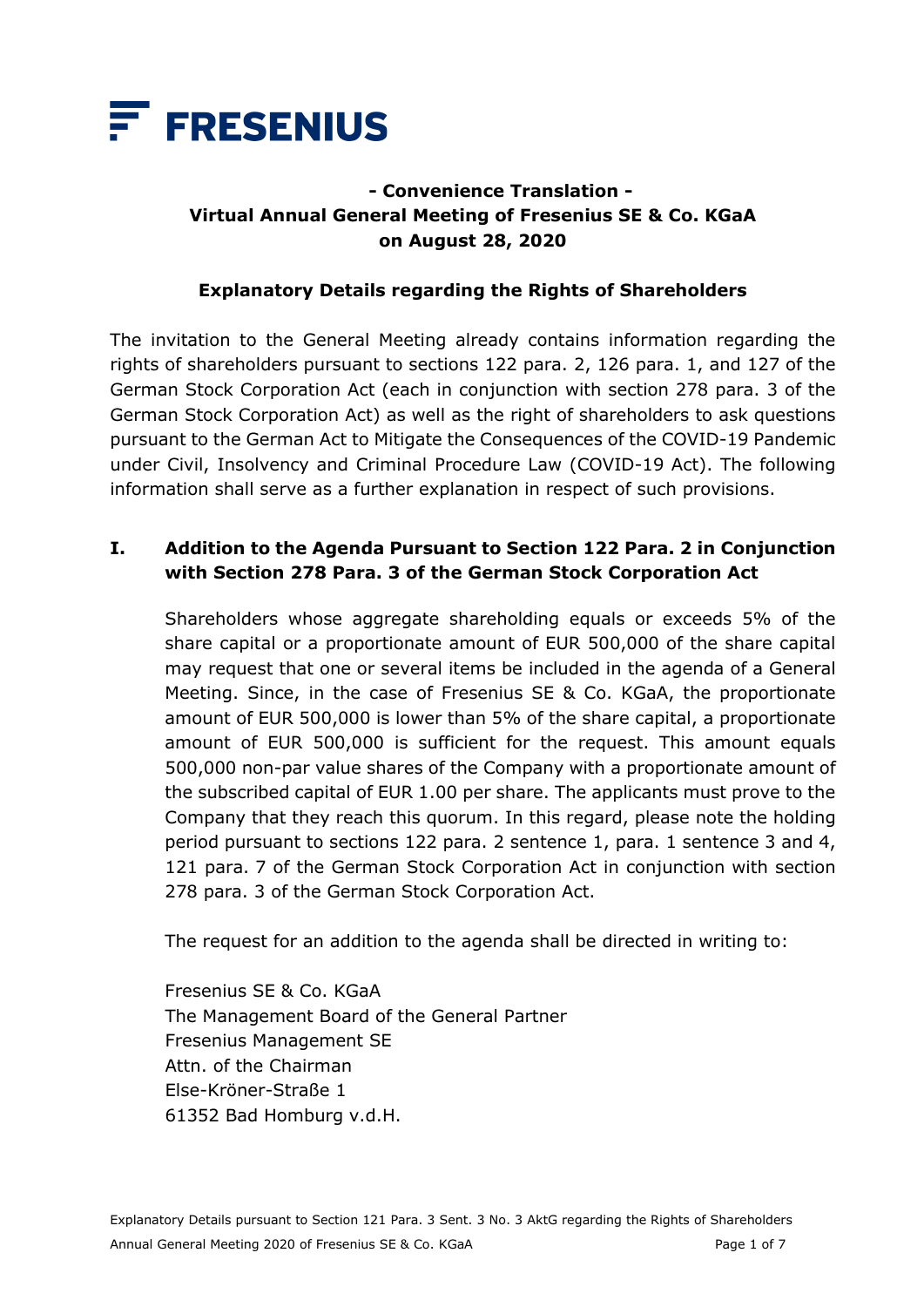FRESENIUS

**- Convenience Translation -**
**Virtual Annual General Meeting of Fresenius SE & Co. KGaA on August 28, 2020**

## Explanatory Details regarding the Rights of Shareholders

The invitation to the General Meeting already contains information regarding the rights of shareholders pursuant to sections 122 para. 2, 126 para. 1, and 127 of the German Stock Corporation Act (each in conjunction with section 278 para. 3 of the German Stock Corporation Act) as well as the right of shareholders to ask questions pursuant to the German Act to Mitigate the Consequences of the COVID-19 Pandemic under Civil, Insolvency and Criminal Procedure Law (COVID-19 Act). The following information shall serve as a further explanation in respect of such provisions.

### I. Addition to the Agenda Pursuant to Section 122 Para. 2 in Conjunction with Section 278 Para. 3 of the German Stock Corporation Act

Shareholders whose aggregate shareholding equals or exceeds 5% of the share capital or a proportionate amount of EUR 500,000 of the share capital may request that one or several items be included in the agenda of a General Meeting. Since, in the case of Fresenius SE & Co. KGaA, the proportionate amount of EUR 500,000 is lower than 5% of the share capital, a proportionate amount of EUR 500,000 is sufficient for the request. This amount equals 500,000 non-par value shares of the Company with a proportionate amount of the subscribed capital of EUR 1.00 per share. The applicants must prove to the Company that they reach this quorum. In this regard, please note the holding period pursuant to sections 122 para. 2 sentence 1, para. 1 sentence 3 and 4, 121 para. 7 of the German Stock Corporation Act in conjunction with section 278 para. 3 of the German Stock Corporation Act.

The request for an addition to the agenda shall be directed in writing to:

Fresenius SE & Co. KGaA
The Management Board of the General Partner
Fresenius Management SE
Attn. of the Chairman
Else-Kröner-Straße 1
61352 Bad Homburg v.d.H.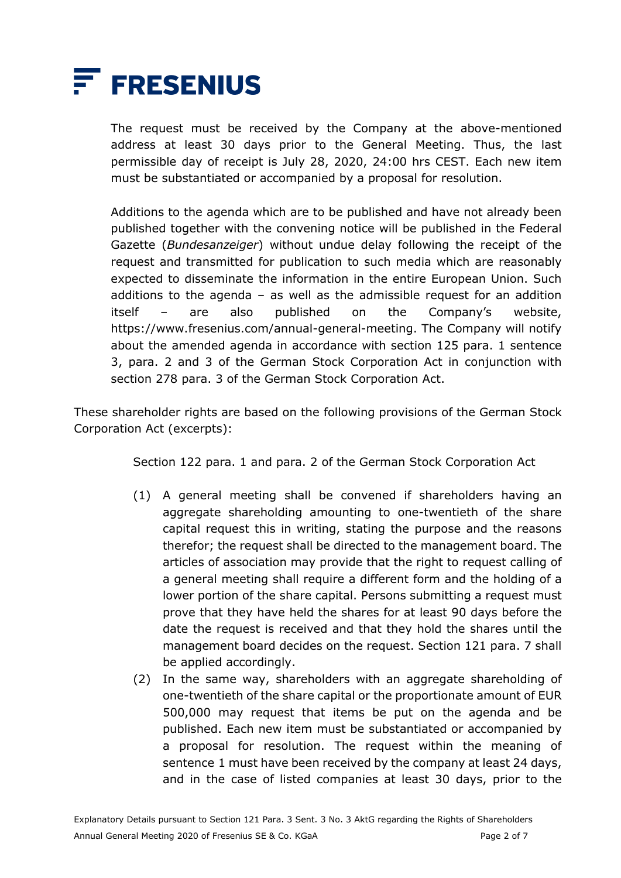The request must be received by the Company at the above-mentioned address at least 30 days prior to the General Meeting. Thus, the last permissible day of receipt is July 28, 2020, 24:00 hrs CEST. Each new item must be substantiated or accompanied by a proposal for resolution.

Additions to the agenda which are to be published and have not already been published together with the convening notice will be published in the Federal Gazette (*Bundesanzeiger*) without undue delay following the receipt of the request and transmitted for publication to such media which are reasonably expected to disseminate the information in the entire European Union. Such additions to the agenda – as well as the admissible request for an addition itself – are also published on the Company's website, https://www.fresenius.com/annual-general-meeting. The Company will notify about the amended agenda in accordance with section 125 para. 1 sentence 3, para. 2 and 3 of the German Stock Corporation Act in conjunction with section 278 para. 3 of the German Stock Corporation Act.

These shareholder rights are based on the following provisions of the German Stock Corporation Act (excerpts):

Section 122 para. 1 and para. 2 of the German Stock Corporation Act

(1) A general meeting shall be convened if shareholders having an aggregate shareholding amounting to one-twentieth of the share capital request this in writing, stating the purpose and the reasons therefor; the request shall be directed to the management board. The articles of association may provide that the right to request calling of a general meeting shall require a different form and the holding of a lower portion of the share capital. Persons submitting a request must prove that they have held the shares for at least 90 days before the date the request is received and that they hold the shares until the management board decides on the request. Section 121 para. 7 shall be applied accordingly.

(2) In the same way, shareholders with an aggregate shareholding of one-twentieth of the share capital or the proportionate amount of EUR 500,000 may request that items be put on the agenda and be published. Each new item must be substantiated or accompanied by a proposal for resolution. The request within the meaning of sentence 1 must have been received by the company at least 24 days, and in the case of listed companies at least 30 days, prior to the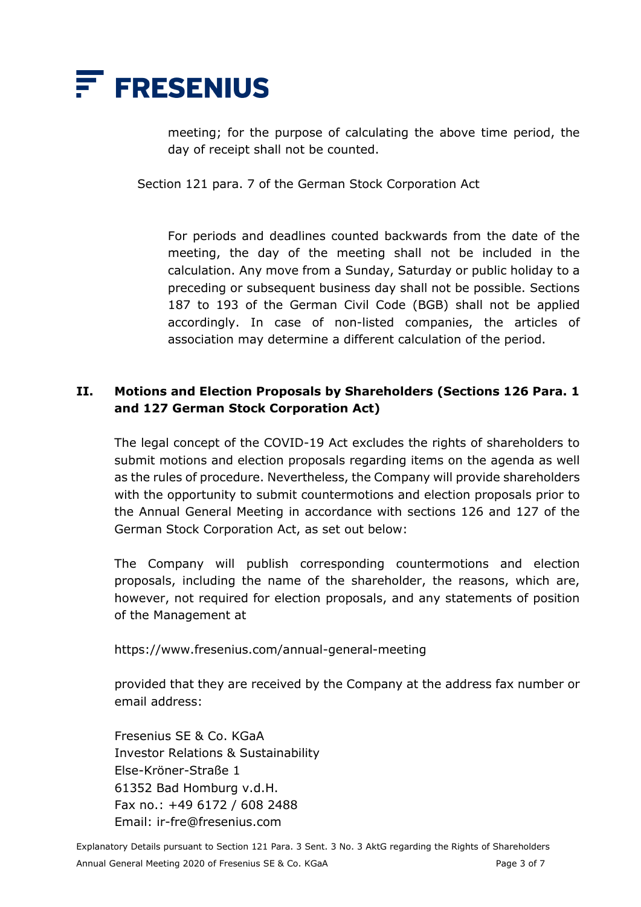meeting; for the purpose of calculating the above time period, the day of receipt shall not be counted.

Section 121 para. 7 of the German Stock Corporation Act

For periods and deadlines counted backwards from the date of the meeting, the day of the meeting shall not be included in the calculation. Any move from a Sunday, Saturday or public holiday to a preceding or subsequent business day shall not be possible. Sections 187 to 193 of the German Civil Code (BGB) shall not be applied accordingly. In case of non-listed companies, the articles of association may determine a different calculation of the period.

## II. Motions and Election Proposals by Shareholders (Sections 126 Para. 1 and 127 German Stock Corporation Act)

The legal concept of the COVID-19 Act excludes the rights of shareholders to submit motions and election proposals regarding items on the agenda as well as the rules of procedure. Nevertheless, the Company will provide shareholders with the opportunity to submit countermotions and election proposals prior to the Annual General Meeting in accordance with sections 126 and 127 of the German Stock Corporation Act, as set out below:

The Company will publish corresponding countermotions and election proposals, including the name of the shareholder, the reasons, which are, however, not required for election proposals, and any statements of position of the Management at

https://www.fresenius.com/annual-general-meeting

provided that they are received by the Company at the address fax number or email address:

Fresenius SE & Co. KGaA
Investor Relations & Sustainability
Else-Kröner-Straße 1
61352 Bad Homburg v.d.H.
Fax no.: +49 6172 / 608 2488
Email: ir-fre@fresenius.com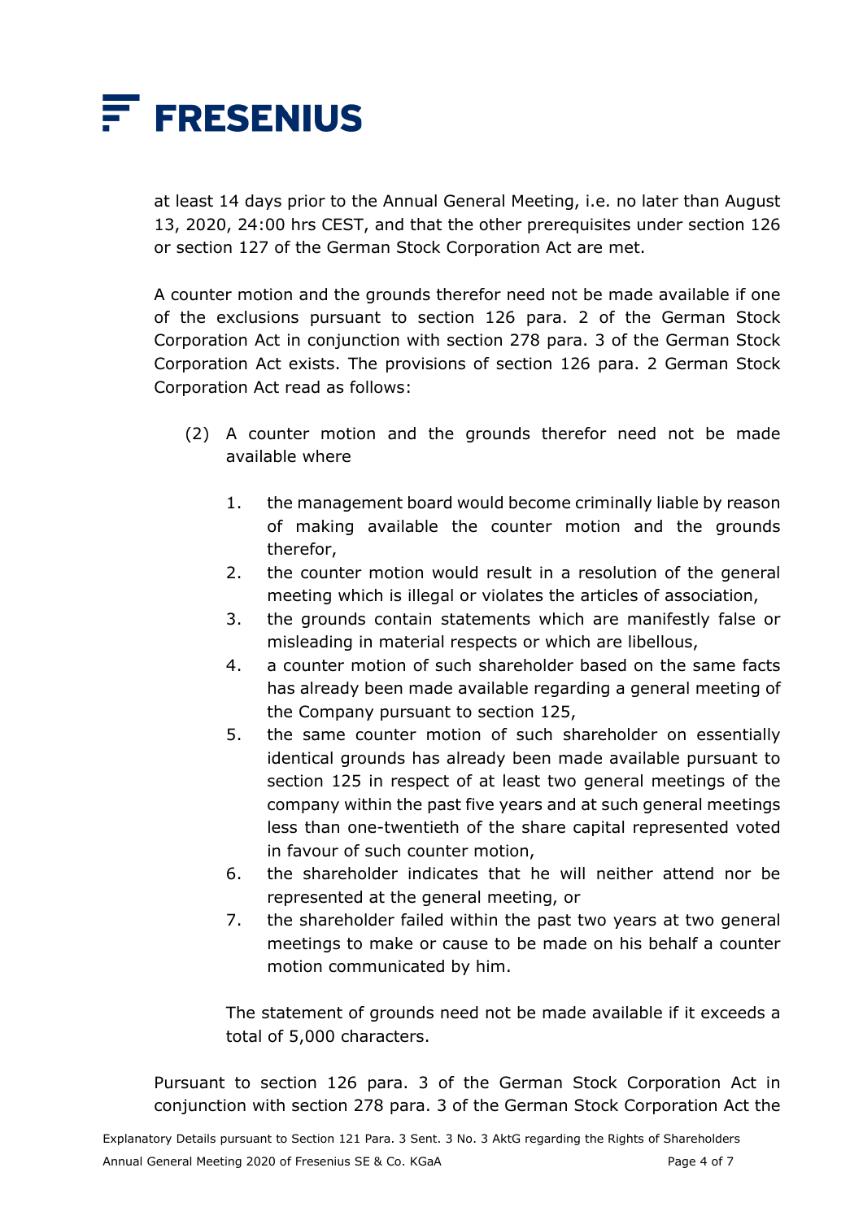at least 14 days prior to the Annual General Meeting, i.e. no later than August 13, 2020, 24:00 hrs CEST, and that the other prerequisites under section 126 or section 127 of the German Stock Corporation Act are met.

A counter motion and the grounds therefor need not be made available if one of the exclusions pursuant to section 126 para. 2 of the German Stock Corporation Act in conjunction with section 278 para. 3 of the German Stock Corporation Act exists. The provisions of section 126 para. 2 German Stock Corporation Act read as follows:

> (2) A counter motion and the grounds therefor need not be made available where
>
> 1. the management board would become criminally liable by reason of making available the counter motion and the grounds therefor,
> 2. the counter motion would result in a resolution of the general meeting which is illegal or violates the articles of association,
> 3. the grounds contain statements which are manifestly false or misleading in material respects or which are libellous,
> 4. a counter motion of such shareholder based on the same facts has already been made available regarding a general meeting of the Company pursuant to section 125,
> 5. the same counter motion of such shareholder on essentially identical grounds has already been made available pursuant to section 125 in respect of at least two general meetings of the company within the past five years and at such general meetings less than one-twentieth of the share capital represented voted in favour of such counter motion,
> 6. the shareholder indicates that he will neither attend nor be represented at the general meeting, or
> 7. the shareholder failed within the past two years at two general meetings to make or cause to be made on his behalf a counter motion communicated by him.
>
> The statement of grounds need not be made available if it exceeds a total of 5,000 characters.

Pursuant to section 126 para. 3 of the German Stock Corporation Act in conjunction with section 278 para. 3 of the German Stock Corporation Act the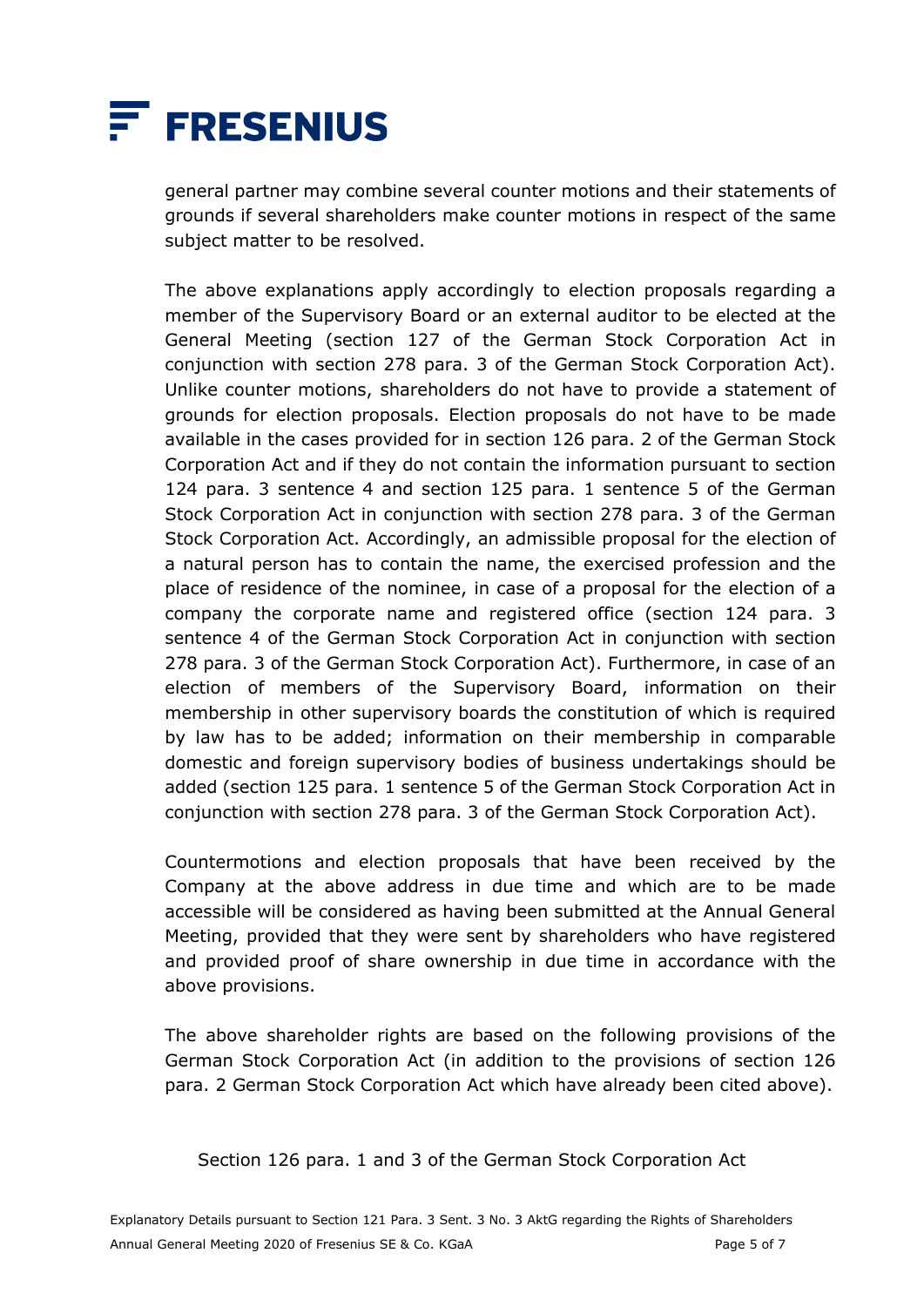general partner may combine several counter motions and their statements of grounds if several shareholders make counter motions in respect of the same subject matter to be resolved.

The above explanations apply accordingly to election proposals regarding a member of the Supervisory Board or an external auditor to be elected at the General Meeting (section 127 of the German Stock Corporation Act in conjunction with section 278 para. 3 of the German Stock Corporation Act). Unlike counter motions, shareholders do not have to provide a statement of grounds for election proposals. Election proposals do not have to be made available in the cases provided for in section 126 para. 2 of the German Stock Corporation Act and if they do not contain the information pursuant to section 124 para. 3 sentence 4 and section 125 para. 1 sentence 5 of the German Stock Corporation Act in conjunction with section 278 para. 3 of the German Stock Corporation Act. Accordingly, an admissible proposal for the election of a natural person has to contain the name, the exercised profession and the place of residence of the nominee, in case of a proposal for the election of a company the corporate name and registered office (section 124 para. 3 sentence 4 of the German Stock Corporation Act in conjunction with section 278 para. 3 of the German Stock Corporation Act). Furthermore, in case of an election of members of the Supervisory Board, information on their membership in other supervisory boards the constitution of which is required by law has to be added; information on their membership in comparable domestic and foreign supervisory bodies of business undertakings should be added (section 125 para. 1 sentence 5 of the German Stock Corporation Act in conjunction with section 278 para. 3 of the German Stock Corporation Act).

Countermotions and election proposals that have been received by the Company at the above address in due time and which are to be made accessible will be considered as having been submitted at the Annual General Meeting, provided that they were sent by shareholders who have registered and provided proof of share ownership in due time in accordance with the above provisions.

The above shareholder rights are based on the following provisions of the German Stock Corporation Act (in addition to the provisions of section 126 para. 2 German Stock Corporation Act which have already been cited above).

Section 126 para. 1 and 3 of the German Stock Corporation Act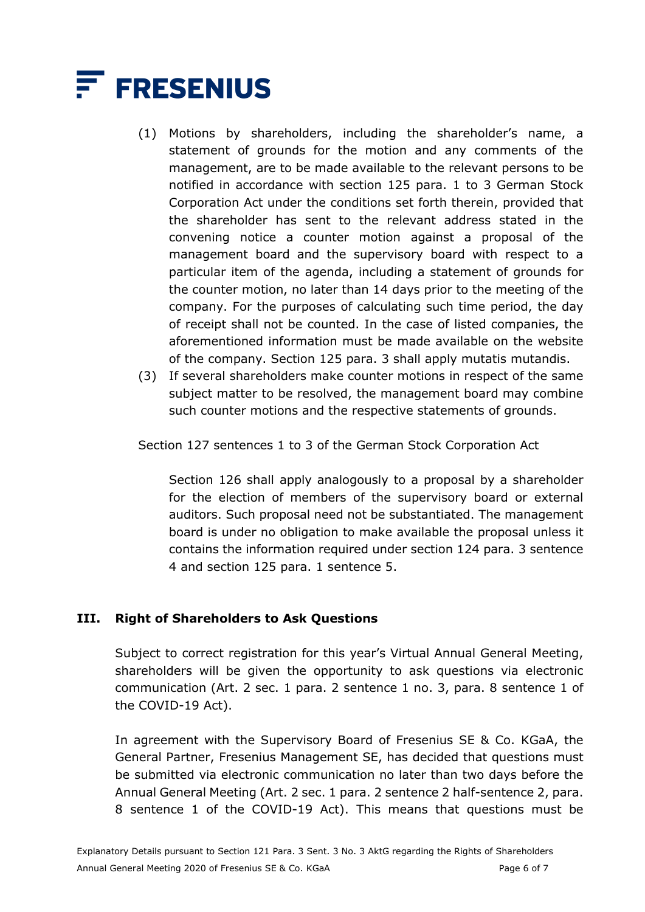(1) Motions by shareholders, including the shareholder's name, a statement of grounds for the motion and any comments of the management, are to be made available to the relevant persons to be notified in accordance with section 125 para. 1 to 3 German Stock Corporation Act under the conditions set forth therein, provided that the shareholder has sent to the relevant address stated in the convening notice a counter motion against a proposal of the management board and the supervisory board with respect to a particular item of the agenda, including a statement of grounds for the counter motion, no later than 14 days prior to the meeting of the company. For the purposes of calculating such time period, the day of receipt shall not be counted. In the case of listed companies, the aforementioned information must be made available on the website of the company. Section 125 para. 3 shall apply mutatis mutandis.

(3) If several shareholders make counter motions in respect of the same subject matter to be resolved, the management board may combine such counter motions and the respective statements of grounds.

Section 127 sentences 1 to 3 of the German Stock Corporation Act

> Section 126 shall apply analogously to a proposal by a shareholder for the election of members of the supervisory board or external auditors. Such proposal need not be substantiated. The management board is under no obligation to make available the proposal unless it contains the information required under section 124 para. 3 sentence 4 and section 125 para. 1 sentence 5.

## III. Right of Shareholders to Ask Questions

Subject to correct registration for this year's Virtual Annual General Meeting, shareholders will be given the opportunity to ask questions via electronic communication (Art. 2 sec. 1 para. 2 sentence 1 no. 3, para. 8 sentence 1 of the COVID-19 Act).

In agreement with the Supervisory Board of Fresenius SE & Co. KGaA, the General Partner, Fresenius Management SE, has decided that questions must be submitted via electronic communication no later than two days before the Annual General Meeting (Art. 2 sec. 1 para. 2 sentence 2 half-sentence 2, para. 8 sentence 1 of the COVID-19 Act). This means that questions must be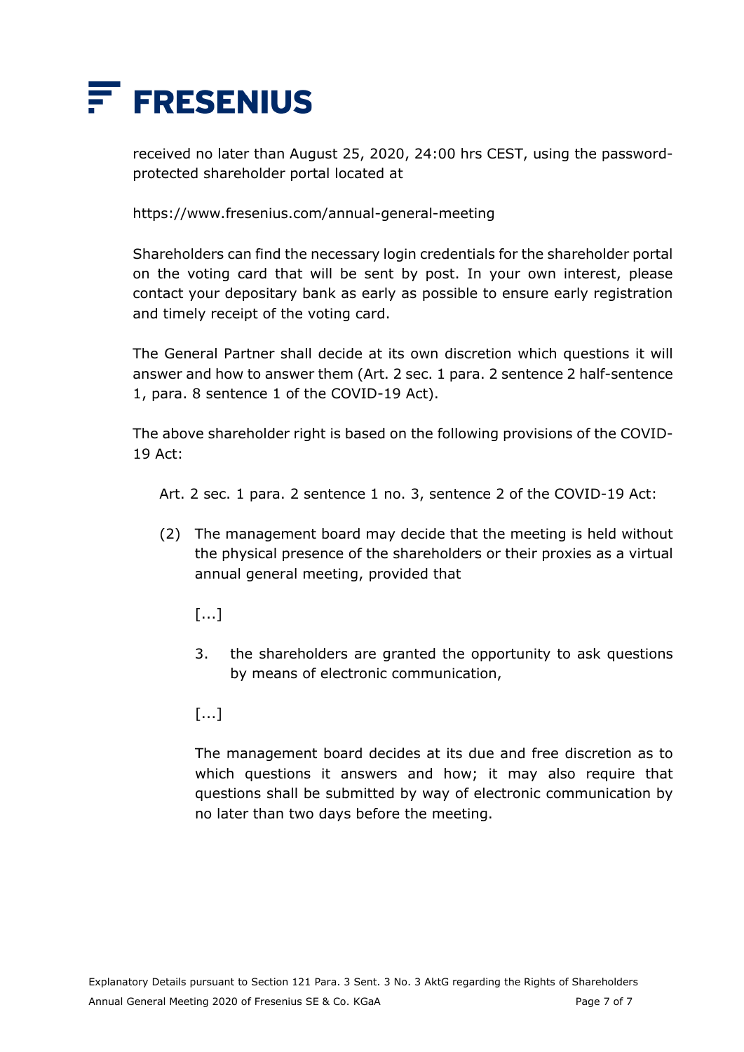received no later than August 25, 2020, 24:00 hrs CEST, using the password-protected shareholder portal located at

https://www.fresenius.com/annual-general-meeting

Shareholders can find the necessary login credentials for the shareholder portal on the voting card that will be sent by post. In your own interest, please contact your depositary bank as early as possible to ensure early registration and timely receipt of the voting card.

The General Partner shall decide at its own discretion which questions it will answer and how to answer them (Art. 2 sec. 1 para. 2 sentence 2 half-sentence 1, para. 8 sentence 1 of the COVID-19 Act).

The above shareholder right is based on the following provisions of the COVID-19 Act:

Art. 2 sec. 1 para. 2 sentence 1 no. 3, sentence 2 of the COVID-19 Act:

(2) The management board may decide that the meeting is held without the physical presence of the shareholders or their proxies as a virtual annual general meeting, provided that

[...]

3. the shareholders are granted the opportunity to ask questions by means of electronic communication,

[...]

The management board decides at its due and free discretion as to which questions it answers and how; it may also require that questions shall be submitted by way of electronic communication by no later than two days before the meeting.